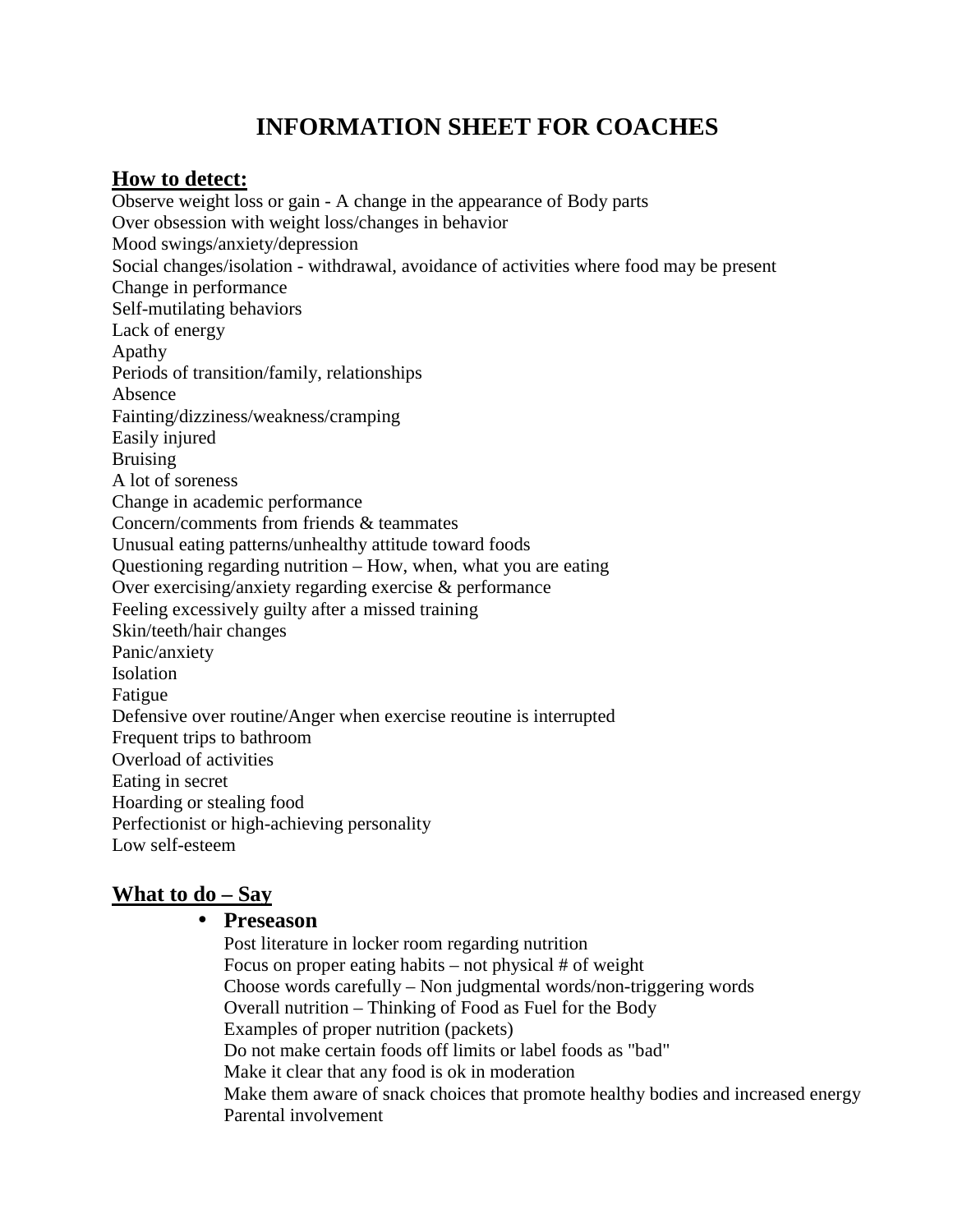# INFORMATION SHEET FOR COACHES

## How to detect:

Observe weight loss or gain - A change in the appearance of Body parts
Over obsession with weight loss/changes in behavior
Mood swings/anxiety/depression
Social changes/isolation - withdrawal, avoidance of activities where food may be present
Change in performance
Self-mutilating behaviors
Lack of energy
Apathy
Periods of transition/family, relationships
Absence
Fainting/dizziness/weakness/cramping
Easily injured
Bruising
A lot of soreness
Change in academic performance
Concern/comments from friends & teammates
Unusual eating patterns/unhealthy attitude toward foods
Questioning regarding nutrition – How, when, what you are eating
Over exercising/anxiety regarding exercise & performance
Feeling excessively guilty after a missed training
Skin/teeth/hair changes
Panic/anxiety
Isolation
Fatigue
Defensive over routine/Anger when exercise reoutine is interrupted
Frequent trips to bathroom
Overload of activities
Eating in secret
Hoarding or stealing food
Perfectionist or high-achieving personality
Low self-esteem

## What to do – Say

- **Preseason**
  Post literature in locker room regarding nutrition
  Focus on proper eating habits – not physical # of weight
  Choose words carefully – Non judgmental words/non-triggering words
  Overall nutrition – Thinking of Food as Fuel for the Body
  Examples of proper nutrition (packets)
  Do not make certain foods off limits or label foods as "bad"
  Make it clear that any food is ok in moderation
  Make them aware of snack choices that promote healthy bodies and increased energy
  Parental involvement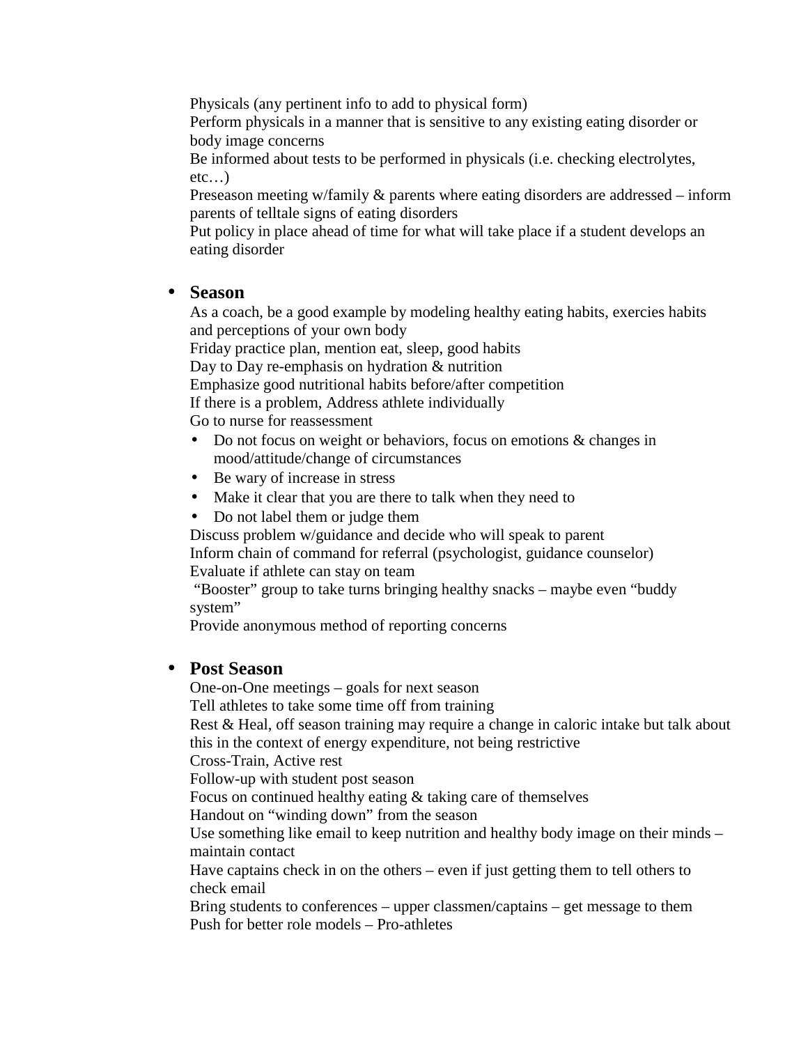Physicals (any pertinent info to add to physical form)
Perform physicals in a manner that is sensitive to any existing eating disorder or body image concerns
Be informed about tests to be performed in physicals (i.e. checking electrolytes, etc…)
Preseason meeting w/family & parents where eating disorders are addressed – inform parents of telltale signs of eating disorders
Put policy in place ahead of time for what will take place if a student develops an eating disorder

- **Season**

  As a coach, be a good example by modeling healthy eating habits, exercies habits and perceptions of your own body
  Friday practice plan, mention eat, sleep, good habits
  Day to Day re-emphasis on hydration & nutrition
  Emphasize good nutritional habits before/after competition
  If there is a problem, Address athlete individually
  Go to nurse for reassessment

  - Do not focus on weight or behaviors, focus on emotions & changes in mood/attitude/change of circumstances
  - Be wary of increase in stress
  - Make it clear that you are there to talk when they need to
  - Do not label them or judge them

  Discuss problem w/guidance and decide who will speak to parent
  Inform chain of command for referral (psychologist, guidance counselor)
  Evaluate if athlete can stay on team
  "Booster" group to take turns bringing healthy snacks – maybe even "buddy system"
  Provide anonymous method of reporting concerns

- **Post Season**

  One-on-One meetings – goals for next season
  Tell athletes to take some time off from training
  Rest & Heal, off season training may require a change in caloric intake but talk about this in the context of energy expenditure, not being restrictive
  Cross-Train, Active rest
  Follow-up with student post season
  Focus on continued healthy eating & taking care of themselves
  Handout on "winding down" from the season
  Use something like email to keep nutrition and healthy body image on their minds – maintain contact
  Have captains check in on the others – even if just getting them to tell others to check email
  Bring students to conferences – upper classmen/captains – get message to them
  Push for better role models – Pro-athletes